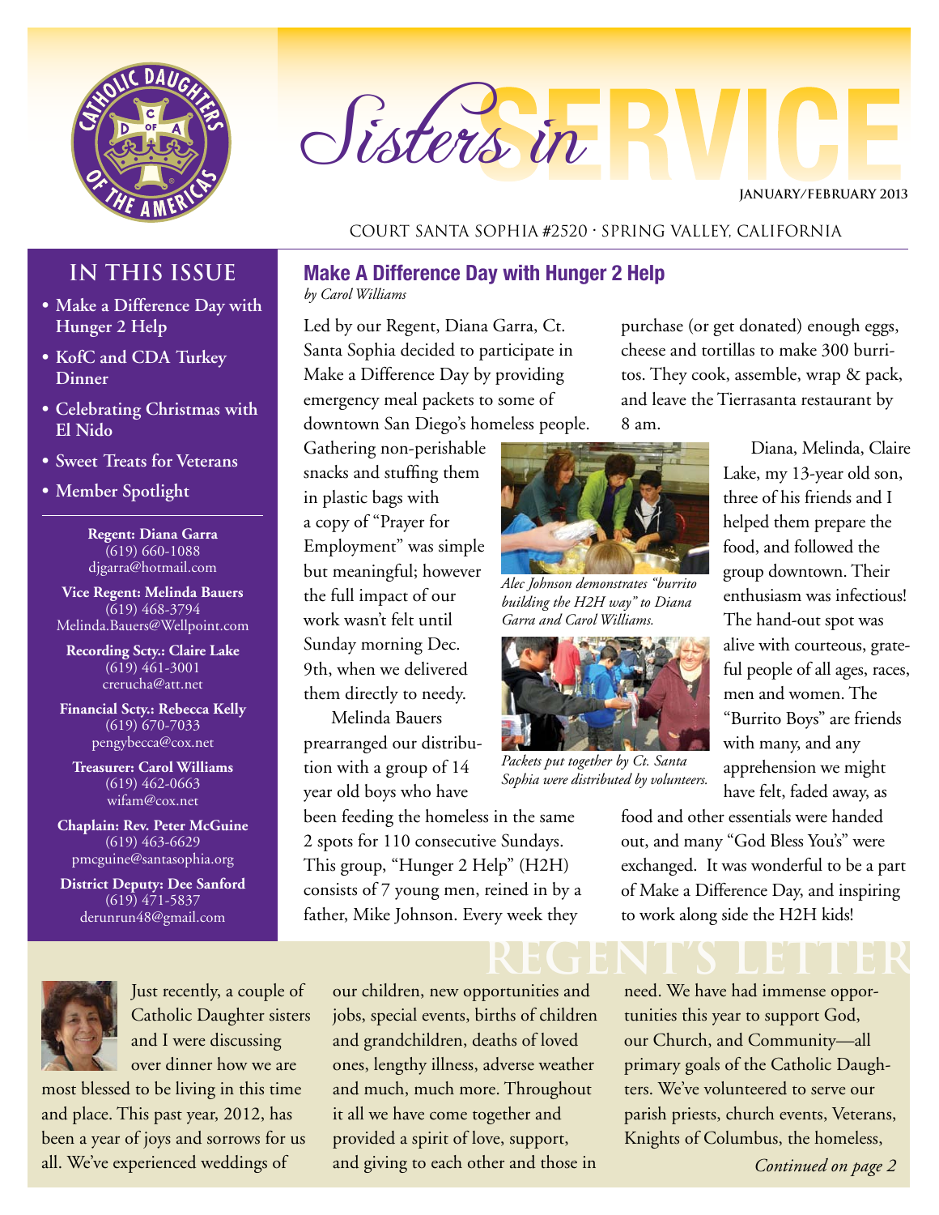# Sisters in SERVICE

JANUARY/FEBRUARY 2013

COURT SANTA SOPHIA #2520 · SPRING VALLEY, CALIFORNIA

## IN THIS ISSUE

- Make a Difference Day with Hunger 2 Help
- KofC and CDA Turkey Dinner
- Celebrating Christmas with El Nido
- Sweet Treats for Veterans
- Member Spotlight

**Regent: Diana Garra**
(619) 660-1088
djgarra@hotmail.com

**Vice Regent: Melinda Bauers**
(619) 468-3794
Melinda.Bauers@Wellpoint.com

**Recording Scty.: Claire Lake**
(619) 461-3001
crerucha@att.net

**Financial Scty.: Rebecca Kelly**
(619) 670-7033
pengybecca@cox.net

**Treasurer: Carol Williams**
(619) 462-0663
wifam@cox.net

**Chaplain: Rev. Peter McGuine**
(619) 463-6629
pmcguine@santasophia.org

**District Deputy: Dee Sanford**
(619) 471-5837
derunrun48@gmail.com

## Make A Difference Day with Hunger 2 Help

*by Carol Williams*

Led by our Regent, Diana Garra, Ct. Santa Sophia decided to participate in Make a Difference Day by providing emergency meal packets to some of downtown San Diego's homeless people. Gathering non-perishable snacks and stuffing them in plastic bags with a copy of "Prayer for Employment" was simple but meaningful; however the full impact of our work wasn't felt until Sunday morning Dec. 9th, when we delivered them directly to needy.

Melinda Bauers prearranged our distribution with a group of 14 year old boys who have been feeding the homeless in the same 2 spots for 110 consecutive Sundays. This group, "Hunger 2 Help" (H2H) consists of 7 young men, reined in by a father, Mike Johnson. Every week they purchase (or get donated) enough eggs, cheese and tortillas to make 300 burritos. They cook, assemble, wrap & pack, and leave the Tierrasanta restaurant by 8 am.

*Alec Johnson demonstrates "burrito building the H2H way" to Diana Garra and Carol Williams.*

*Packets put together by Ct. Santa Sophia were distributed by volunteers.*

Diana, Melinda, Claire Lake, my 13-year old son, three of his friends and I helped them prepare the food, and followed the group downtown. Their enthusiasm was infectious! The hand-out spot was alive with courteous, grateful people of all ages, races, men and women. The "Burrito Boys" are friends with many, and any apprehension we might have felt, faded away, as food and other essentials were handed out, and many "God Bless You's" were exchanged. It was wonderful to be a part of Make a Difference Day, and inspiring to work along side the H2H kids!

## REGENT'S LETTER

Just recently, a couple of Catholic Daughter sisters and I were discussing over dinner how we are most blessed to be living in this time and place. This past year, 2012, has been a year of joys and sorrows for us all. We've experienced weddings of our children, new opportunities and jobs, special events, births of children and grandchildren, deaths of loved ones, lengthy illness, adverse weather and much, much more. Throughout it all we have come together and provided a spirit of love, support, and giving to each other and those in need. We have had immense opportunities this year to support God, our Church, and Community—all primary goals of the Catholic Daughters. We've volunteered to serve our parish priests, church events, Veterans, Knights of Columbus, the homeless,

*Continued on page 2*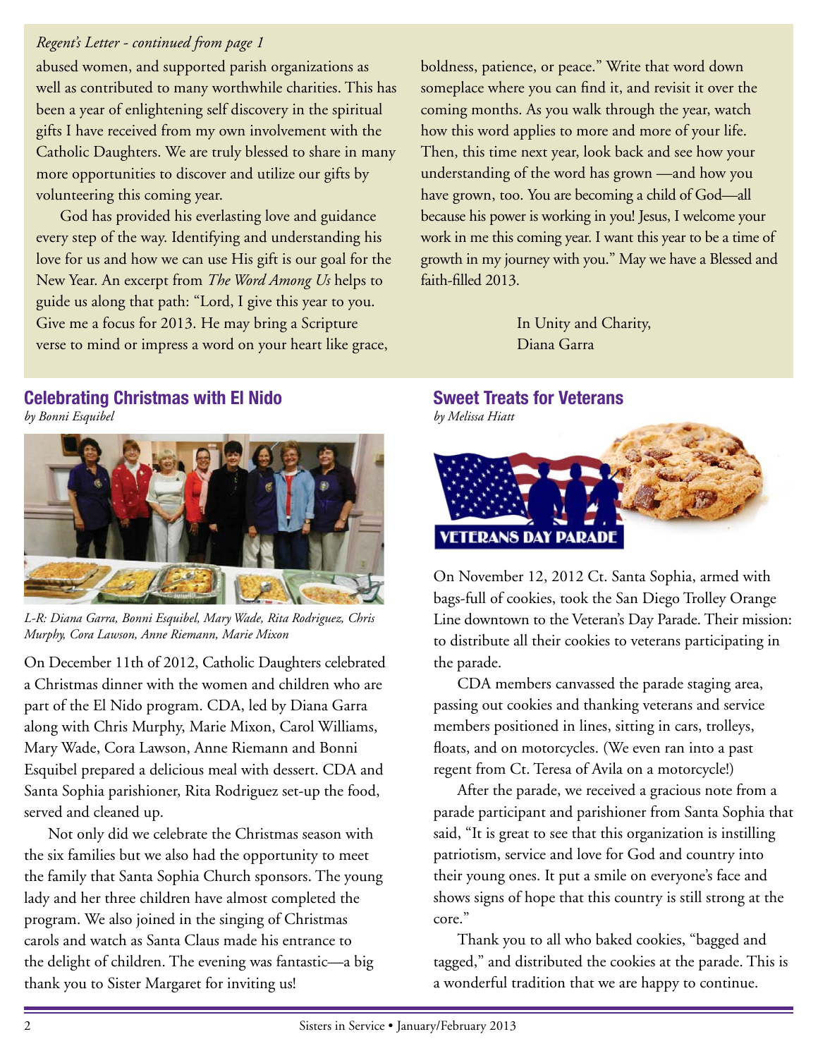*Regent's Letter - continued from page 1*

abused women, and supported parish organizations as well as contributed to many worthwhile charities. This has been a year of enlightening self discovery in the spiritual gifts I have received from my own involvement with the Catholic Daughters. We are truly blessed to share in many more opportunities to discover and utilize our gifts by volunteering this coming year.

God has provided his everlasting love and guidance every step of the way. Identifying and understanding his love for us and how we can use His gift is our goal for the New Year. An excerpt from *The Word Among Us* helps to guide us along that path: "Lord, I give this year to you. Give me a focus for 2013. He may bring a Scripture verse to mind or impress a word on your heart like grace, boldness, patience, or peace." Write that word down someplace where you can find it, and revisit it over the coming months. As you walk through the year, watch how this word applies to more and more of your life. Then, this time next year, look back and see how your understanding of the word has grown —and how you have grown, too. You are becoming a child of God—all because his power is working in you! Jesus, I welcome your work in me this coming year. I want this year to be a time of growth in my journey with you." May we have a Blessed and faith-filled 2013.

In Unity and Charity,
Diana Garra

## Celebrating Christmas with El Nido

*by Bonni Esquibel*

*L-R: Diana Garra, Bonni Esquibel, Mary Wade, Rita Rodriguez, Chris Murphy, Cora Lawson, Anne Riemann, Marie Mixon*

On December 11th of 2012, Catholic Daughters celebrated a Christmas dinner with the women and children who are part of the El Nido program. CDA, led by Diana Garra along with Chris Murphy, Marie Mixon, Carol Williams, Mary Wade, Cora Lawson, Anne Riemann and Bonni Esquibel prepared a delicious meal with dessert. CDA and Santa Sophia parishioner, Rita Rodriguez set-up the food, served and cleaned up.

Not only did we celebrate the Christmas season with the six families but we also had the opportunity to meet the family that Santa Sophia Church sponsors. The young lady and her three children have almost completed the program. We also joined in the singing of Christmas carols and watch as Santa Claus made his entrance to the delight of children. The evening was fantastic—a big thank you to Sister Margaret for inviting us!

## Sweet Treats for Veterans

*by Melissa Hiatt*

VETERANS DAY PARADE

On November 12, 2012 Ct. Santa Sophia, armed with bags-full of cookies, took the San Diego Trolley Orange Line downtown to the Veteran's Day Parade. Their mission: to distribute all their cookies to veterans participating in the parade.

CDA members canvassed the parade staging area, passing out cookies and thanking veterans and service members positioned in lines, sitting in cars, trolleys, floats, and on motorcycles. (We even ran into a past regent from Ct. Teresa of Avila on a motorcycle!)

After the parade, we received a gracious note from a parade participant and parishioner from Santa Sophia that said, "It is great to see that this organization is instilling patriotism, service and love for God and country into their young ones. It put a smile on everyone's face and shows signs of hope that this country is still strong at the core."

Thank you to all who baked cookies, "bagged and tagged," and distributed the cookies at the parade. This is a wonderful tradition that we are happy to continue.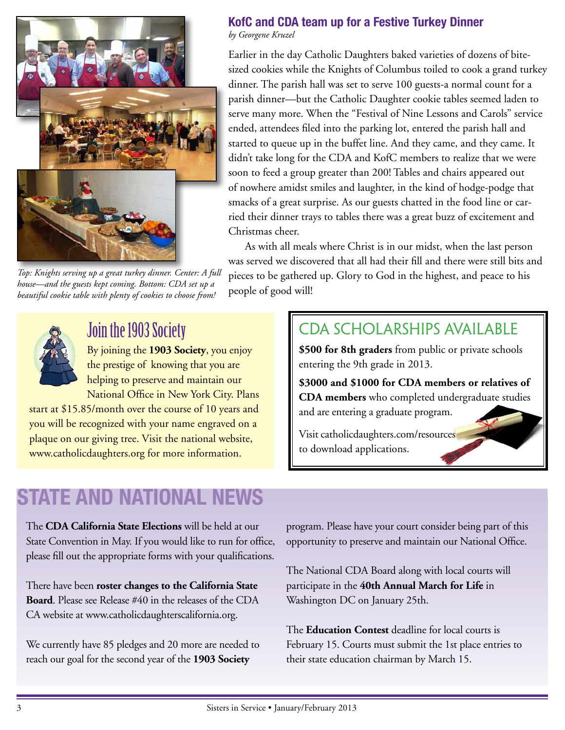## KofC and CDA team up for a Festive Turkey Dinner

*by Georgene Kruzel*

Earlier in the day Catholic Daughters baked varieties of dozens of bite-sized cookies while the Knights of Columbus toiled to cook a grand turkey dinner. The parish hall was set to serve 100 guests-a normal count for a parish dinner—but the Catholic Daughter cookie tables seemed laden to serve many more. When the "Festival of Nine Lessons and Carols" service ended, attendees filed into the parking lot, entered the parish hall and started to queue up in the buffet line. And they came, and they came. It didn't take long for the CDA and KofC members to realize that we were soon to feed a group greater than 200! Tables and chairs appeared out of nowhere amidst smiles and laughter, in the kind of hodge-podge that smacks of a great surprise. As our guests chatted in the food line or carried their dinner trays to tables there was a great buzz of excitement and Christmas cheer.

As with all meals where Christ is in our midst, when the last person was served we discovered that all had their fill and there were still bits and pieces to be gathered up. Glory to God in the highest, and peace to his people of good will!

*Top: Knights serving up a great turkey dinner. Center: A full house—and the guests kept coming. Bottom: CDA set up a beautiful cookie table with plenty of cookies to choose from!*

## Join the 1903 Society

By joining the **1903 Society**, you enjoy the prestige of knowing that you are helping to preserve and maintain our National Office in New York City. Plans start at $15.85/month over the course of 10 years and you will be recognized with your name engraved on a plaque on our giving tree. Visit the national website, www.catholicdaughters.org for more information.

## CDA SCHOLARSHIPS AVAILABLE

**$500 for 8th graders** from public or private schools entering the 9th grade in 2013.

**$3000 and $1000 for CDA members or relatives of CDA members** who completed undergraduate studies and are entering a graduate program.

Visit catholicdaughters.com/resources to download applications.

# STATE AND NATIONAL NEWS

The **CDA California State Elections** will be held at our State Convention in May. If you would like to run for office, please fill out the appropriate forms with your qualifications.

There have been **roster changes to the California State Board**. Please see Release #40 in the releases of the CDA CA website at www.catholicdaughterscalifornia.org.

We currently have 85 pledges and 20 more are needed to reach our goal for the second year of the **1903 Society** program. Please have your court consider being part of this opportunity to preserve and maintain our National Office.

The National CDA Board along with local courts will participate in the **40th Annual March for Life** in Washington DC on January 25th.

The **Education Contest** deadline for local courts is February 15. Courts must submit the 1st place entries to their state education chairman by March 15.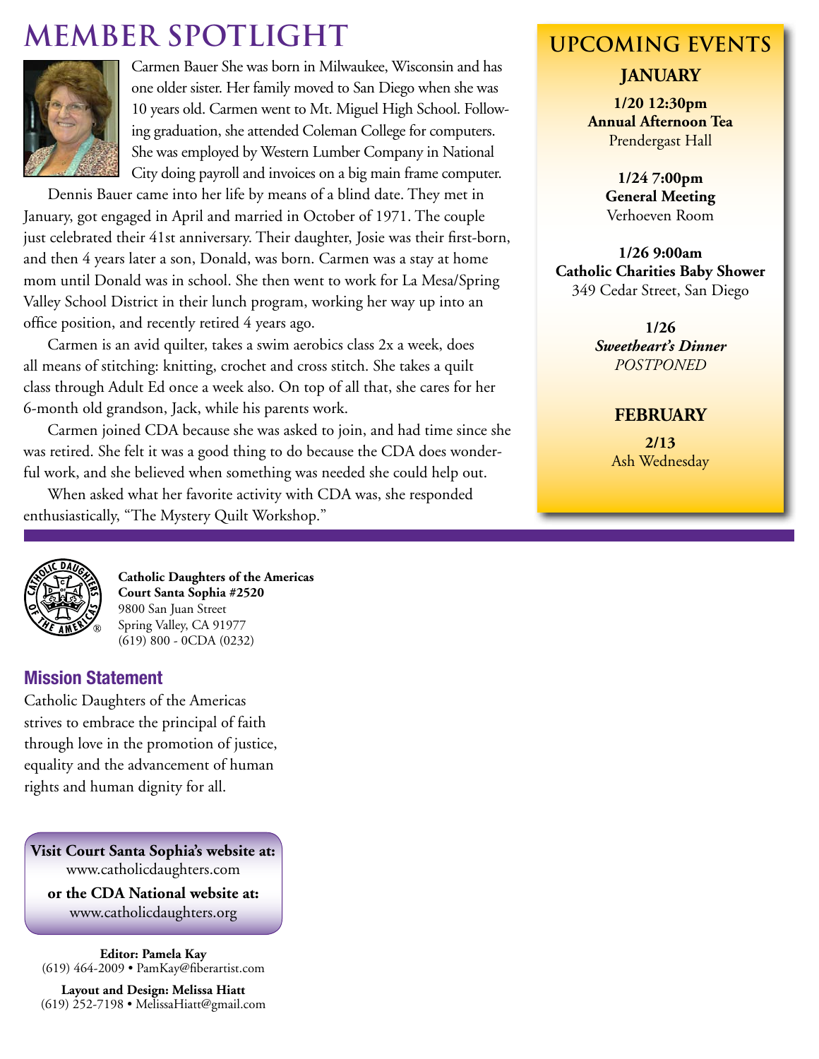# MEMBER SPOTLIGHT

Carmen Bauer She was born in Milwaukee, Wisconsin and has one older sister. Her family moved to San Diego when she was 10 years old. Carmen went to Mt. Miguel High School. Following graduation, she attended Coleman College for computers. She was employed by Western Lumber Company in National City doing payroll and invoices on a big main frame computer.

Dennis Bauer came into her life by means of a blind date. They met in January, got engaged in April and married in October of 1971. The couple just celebrated their 41st anniversary. Their daughter, Josie was their first-born, and then 4 years later a son, Donald, was born. Carmen was a stay at home mom until Donald was in school. She then went to work for La Mesa/Spring Valley School District in their lunch program, working her way up into an office position, and recently retired 4 years ago.

Carmen is an avid quilter, takes a swim aerobics class 2x a week, does all means of stitching: knitting, crochet and cross stitch. She takes a quilt class through Adult Ed once a week also. On top of all that, she cares for her 6-month old grandson, Jack, while his parents work.

Carmen joined CDA because she was asked to join, and had time since she was retired. She felt it was a good thing to do because the CDA does wonderful work, and she believed when something was needed she could help out.

When asked what her favorite activity with CDA was, she responded enthusiastically, "The Mystery Quilt Workshop."

# UPCOMING EVENTS

## JANUARY

**1/20 12:30pm**
**Annual Afternoon Tea**
Prendergast Hall

**1/24 7:00pm**
**General Meeting**
Verhoeven Room

**1/26 9:00am**
**Catholic Charities Baby Shower**
349 Cedar Street, San Diego

**1/26**
***Sweetheart's Dinner***
*POSTPONED*

## FEBRUARY

**2/13**
Ash Wednesday

---

**Catholic Daughters of the Americas**
**Court Santa Sophia #2520**
9800 San Juan Street
Spring Valley, CA 91977
(619) 800 - 0CDA (0232)

## Mission Statement

Catholic Daughters of the Americas strives to embrace the principal of faith through love in the promotion of justice, equality and the advancement of human rights and human dignity for all.

**Visit Court Santa Sophia's website at:**
www.catholicdaughters.com
**or the CDA National website at:**
www.catholicdaughters.org

**Editor: Pamela Kay**
(619) 464-2009 • PamKay@fiberartist.com

**Layout and Design: Melissa Hiatt**
(619) 252-7198 • MelissaHiatt@gmail.com